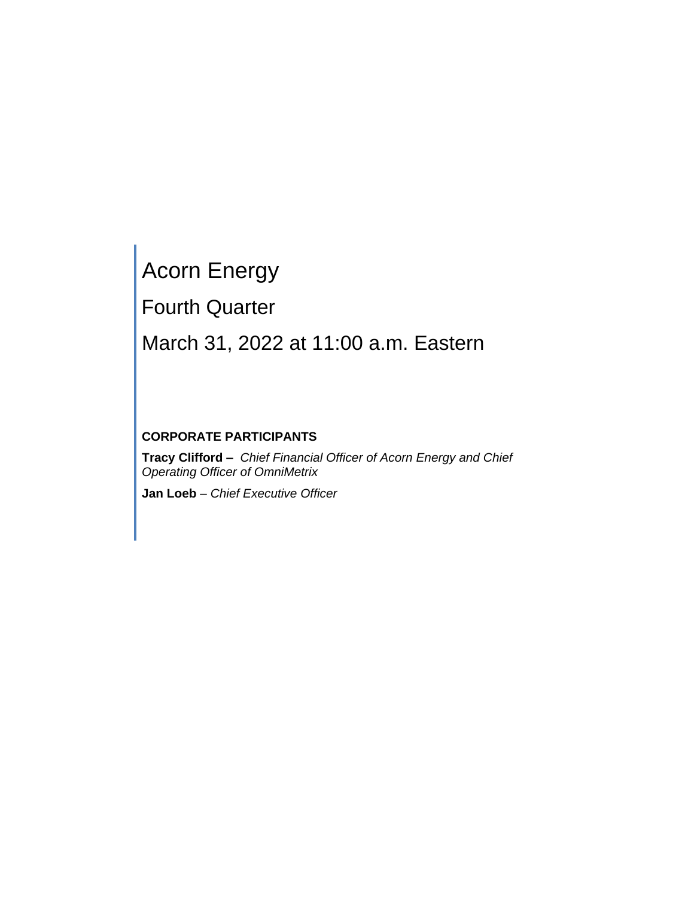# Acorn Energy

## Fourth Quarter

## March 31, 2022 at 11:00 a.m. Eastern

**CORPORATE PARTICIPANTS**

**Tracy Clifford –** *Chief Financial Officer of Acorn Energy and Chief Operating Officer of OmniMetrix*

**Jan Loeb** – *Chief Executive Officer*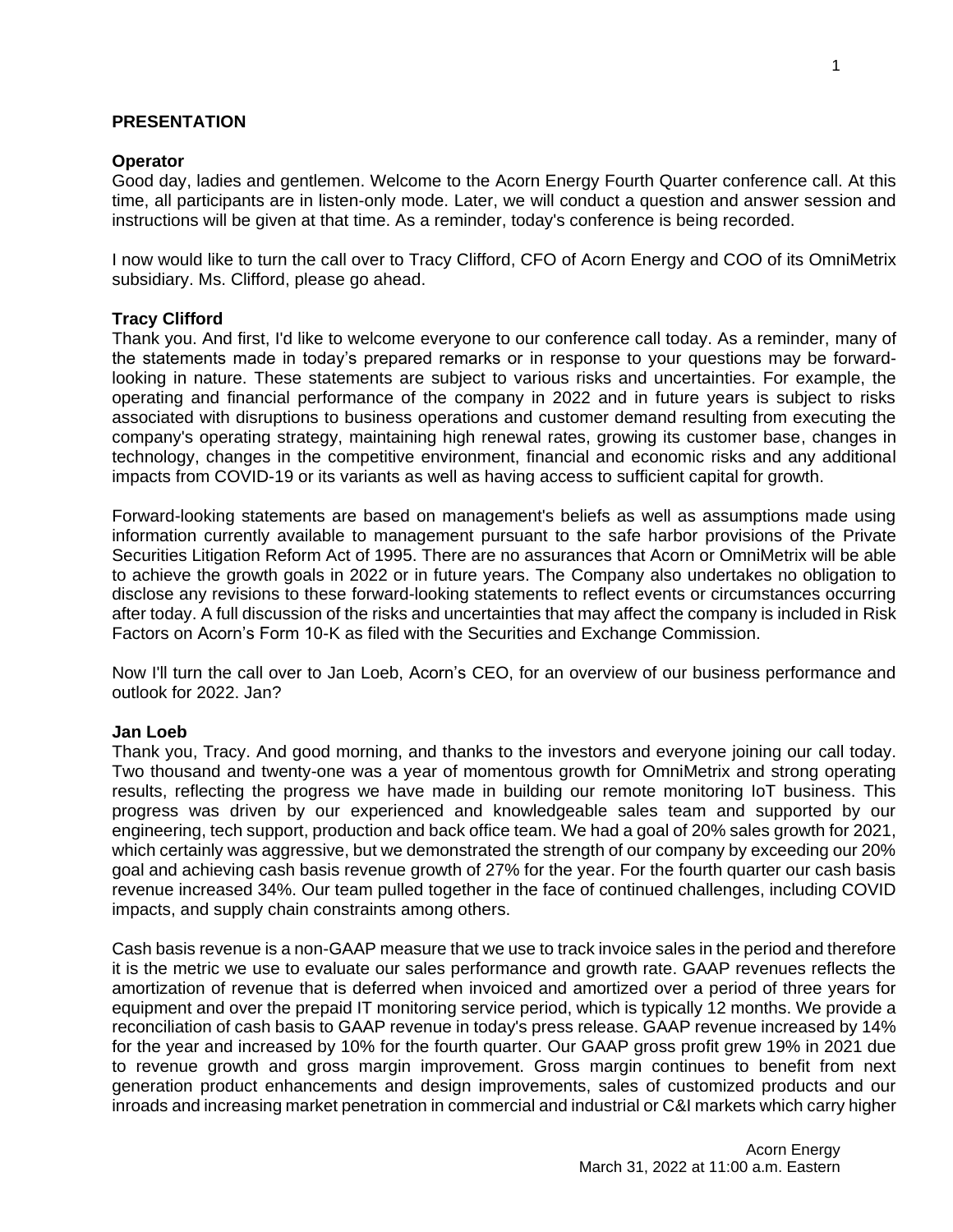## PRESENTATION

**Operator**
Good day, ladies and gentlemen. Welcome to the Acorn Energy Fourth Quarter conference call. At this time, all participants are in listen-only mode. Later, we will conduct a question and answer session and instructions will be given at that time. As a reminder, today's conference is being recorded.

I now would like to turn the call over to Tracy Clifford, CFO of Acorn Energy and COO of its OmniMetrix subsidiary. Ms. Clifford, please go ahead.

**Tracy Clifford**
Thank you. And first, I'd like to welcome everyone to our conference call today. As a reminder, many of the statements made in today's prepared remarks or in response to your questions may be forward-looking in nature. These statements are subject to various risks and uncertainties. For example, the operating and financial performance of the company in 2022 and in future years is subject to risks associated with disruptions to business operations and customer demand resulting from executing the company's operating strategy, maintaining high renewal rates, growing its customer base, changes in technology, changes in the competitive environment, financial and economic risks and any additional impacts from COVID-19 or its variants as well as having access to sufficient capital for growth.

Forward-looking statements are based on management's beliefs as well as assumptions made using information currently available to management pursuant to the safe harbor provisions of the Private Securities Litigation Reform Act of 1995. There are no assurances that Acorn or OmniMetrix will be able to achieve the growth goals in 2022 or in future years. The Company also undertakes no obligation to disclose any revisions to these forward-looking statements to reflect events or circumstances occurring after today. A full discussion of the risks and uncertainties that may affect the company is included in Risk Factors on Acorn's Form 10-K as filed with the Securities and Exchange Commission.

Now I'll turn the call over to Jan Loeb, Acorn's CEO, for an overview of our business performance and outlook for 2022. Jan?

**Jan Loeb**
Thank you, Tracy. And good morning, and thanks to the investors and everyone joining our call today. Two thousand and twenty-one was a year of momentous growth for OmniMetrix and strong operating results, reflecting the progress we have made in building our remote monitoring IoT business. This progress was driven by our experienced and knowledgeable sales team and supported by our engineering, tech support, production and back office team. We had a goal of 20% sales growth for 2021, which certainly was aggressive, but we demonstrated the strength of our company by exceeding our 20% goal and achieving cash basis revenue growth of 27% for the year. For the fourth quarter our cash basis revenue increased 34%. Our team pulled together in the face of continued challenges, including COVID impacts, and supply chain constraints among others.

Cash basis revenue is a non-GAAP measure that we use to track invoice sales in the period and therefore it is the metric we use to evaluate our sales performance and growth rate. GAAP revenues reflects the amortization of revenue that is deferred when invoiced and amortized over a period of three years for equipment and over the prepaid IT monitoring service period, which is typically 12 months. We provide a reconciliation of cash basis to GAAP revenue in today's press release. GAAP revenue increased by 14% for the year and increased by 10% for the fourth quarter. Our GAAP gross profit grew 19% in 2021 due to revenue growth and gross margin improvement. Gross margin continues to benefit from next generation product enhancements and design improvements, sales of customized products and our inroads and increasing market penetration in commercial and industrial or C&I markets which carry higher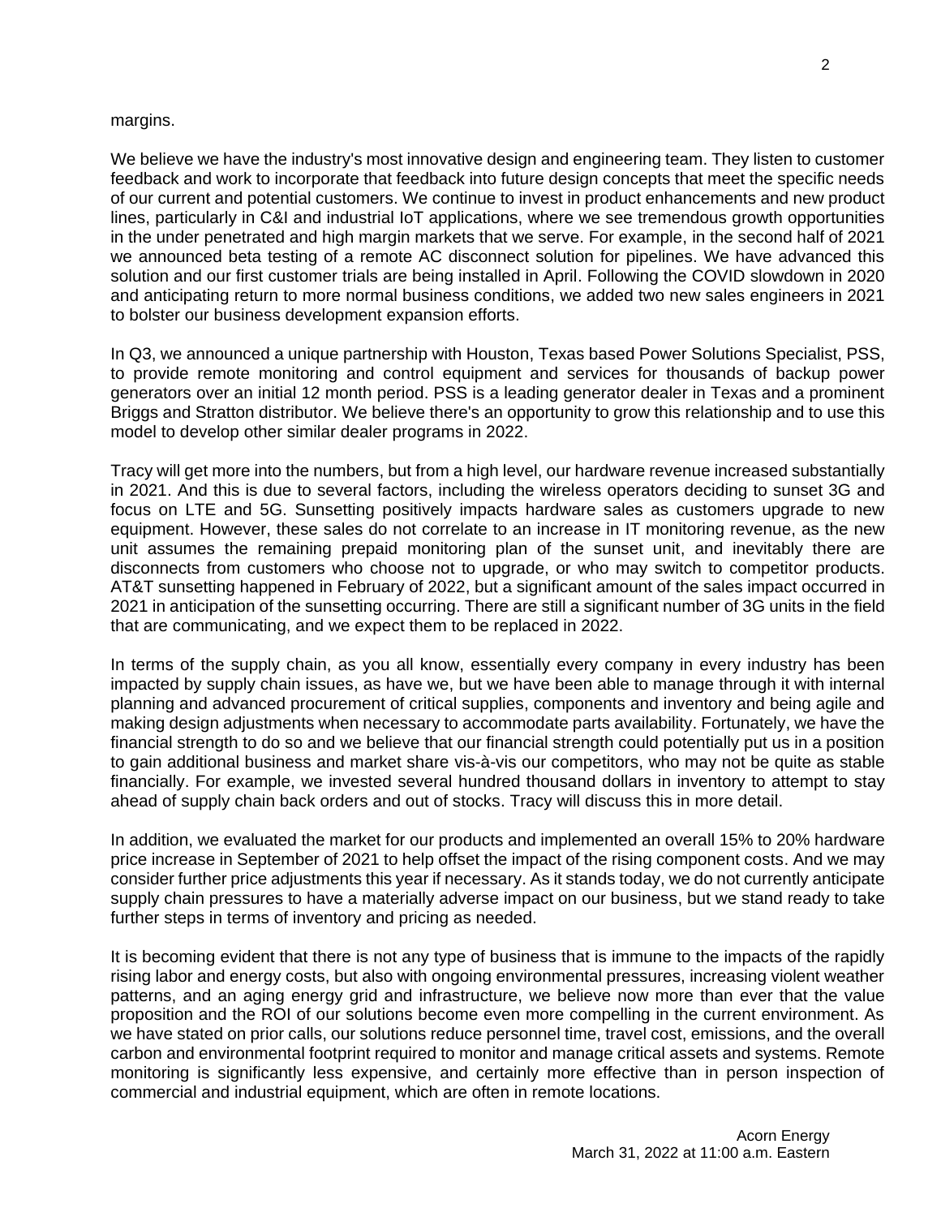margins.

We believe we have the industry's most innovative design and engineering team. They listen to customer feedback and work to incorporate that feedback into future design concepts that meet the specific needs of our current and potential customers. We continue to invest in product enhancements and new product lines, particularly in C&I and industrial IoT applications, where we see tremendous growth opportunities in the under penetrated and high margin markets that we serve. For example, in the second half of 2021 we announced beta testing of a remote AC disconnect solution for pipelines. We have advanced this solution and our first customer trials are being installed in April. Following the COVID slowdown in 2020 and anticipating return to more normal business conditions, we added two new sales engineers in 2021 to bolster our business development expansion efforts.

In Q3, we announced a unique partnership with Houston, Texas based Power Solutions Specialist, PSS, to provide remote monitoring and control equipment and services for thousands of backup power generators over an initial 12 month period. PSS is a leading generator dealer in Texas and a prominent Briggs and Stratton distributor. We believe there's an opportunity to grow this relationship and to use this model to develop other similar dealer programs in 2022.

Tracy will get more into the numbers, but from a high level, our hardware revenue increased substantially in 2021. And this is due to several factors, including the wireless operators deciding to sunset 3G and focus on LTE and 5G. Sunsetting positively impacts hardware sales as customers upgrade to new equipment. However, these sales do not correlate to an increase in IT monitoring revenue, as the new unit assumes the remaining prepaid monitoring plan of the sunset unit, and inevitably there are disconnects from customers who choose not to upgrade, or who may switch to competitor products. AT&T sunsetting happened in February of 2022, but a significant amount of the sales impact occurred in 2021 in anticipation of the sunsetting occurring. There are still a significant number of 3G units in the field that are communicating, and we expect them to be replaced in 2022.

In terms of the supply chain, as you all know, essentially every company in every industry has been impacted by supply chain issues, as have we, but we have been able to manage through it with internal planning and advanced procurement of critical supplies, components and inventory and being agile and making design adjustments when necessary to accommodate parts availability. Fortunately, we have the financial strength to do so and we believe that our financial strength could potentially put us in a position to gain additional business and market share vis-à-vis our competitors, who may not be quite as stable financially. For example, we invested several hundred thousand dollars in inventory to attempt to stay ahead of supply chain back orders and out of stocks. Tracy will discuss this in more detail.

In addition, we evaluated the market for our products and implemented an overall 15% to 20% hardware price increase in September of 2021 to help offset the impact of the rising component costs. And we may consider further price adjustments this year if necessary. As it stands today, we do not currently anticipate supply chain pressures to have a materially adverse impact on our business, but we stand ready to take further steps in terms of inventory and pricing as needed.

It is becoming evident that there is not any type of business that is immune to the impacts of the rapidly rising labor and energy costs, but also with ongoing environmental pressures, increasing violent weather patterns, and an aging energy grid and infrastructure, we believe now more than ever that the value proposition and the ROI of our solutions become even more compelling in the current environment. As we have stated on prior calls, our solutions reduce personnel time, travel cost, emissions, and the overall carbon and environmental footprint required to monitor and manage critical assets and systems. Remote monitoring is significantly less expensive, and certainly more effective than in person inspection of commercial and industrial equipment, which are often in remote locations.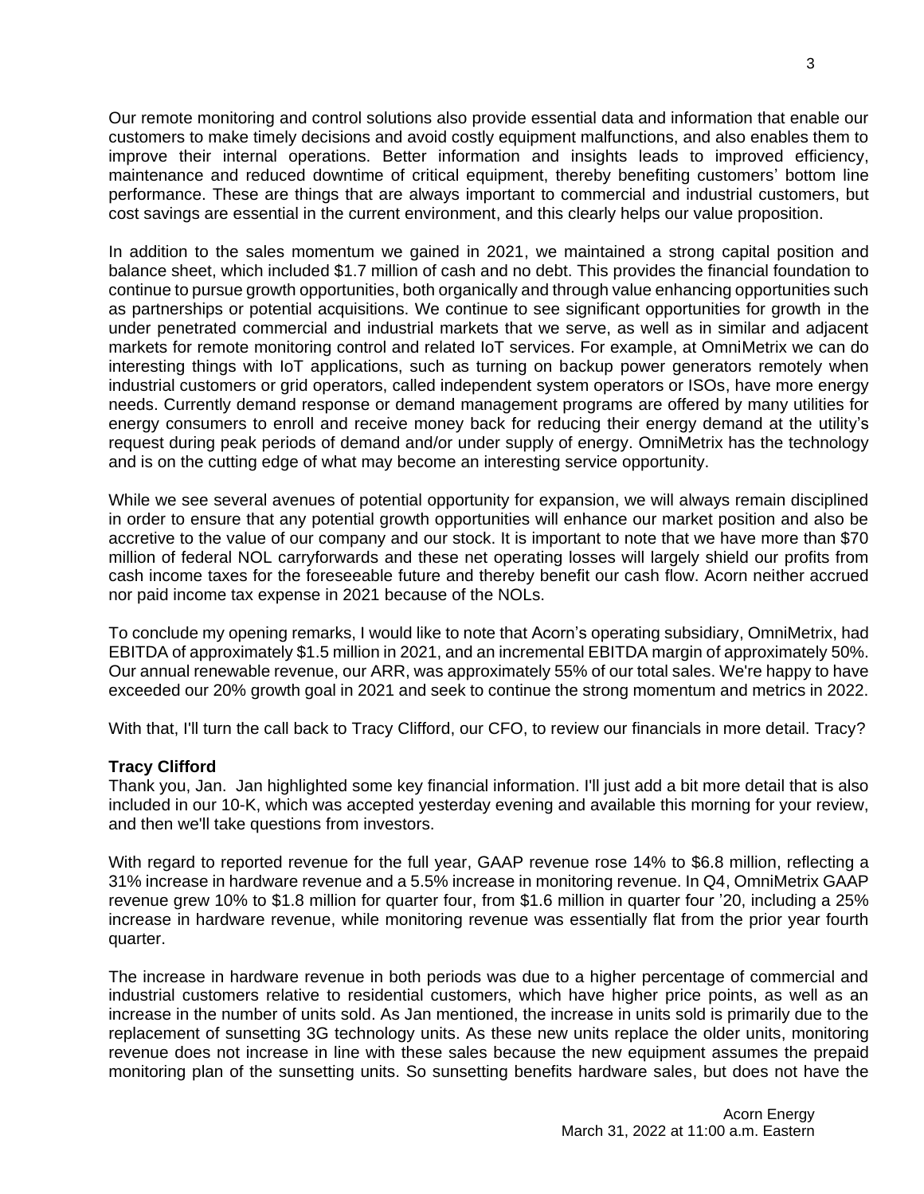Our remote monitoring and control solutions also provide essential data and information that enable our customers to make timely decisions and avoid costly equipment malfunctions, and also enables them to improve their internal operations. Better information and insights leads to improved efficiency, maintenance and reduced downtime of critical equipment, thereby benefiting customers' bottom line performance. These are things that are always important to commercial and industrial customers, but cost savings are essential in the current environment, and this clearly helps our value proposition.

In addition to the sales momentum we gained in 2021, we maintained a strong capital position and balance sheet, which included $1.7 million of cash and no debt. This provides the financial foundation to continue to pursue growth opportunities, both organically and through value enhancing opportunities such as partnerships or potential acquisitions. We continue to see significant opportunities for growth in the under penetrated commercial and industrial markets that we serve, as well as in similar and adjacent markets for remote monitoring control and related IoT services. For example, at OmniMetrix we can do interesting things with IoT applications, such as turning on backup power generators remotely when industrial customers or grid operators, called independent system operators or ISOs, have more energy needs. Currently demand response or demand management programs are offered by many utilities for energy consumers to enroll and receive money back for reducing their energy demand at the utility's request during peak periods of demand and/or under supply of energy. OmniMetrix has the technology and is on the cutting edge of what may become an interesting service opportunity.

While we see several avenues of potential opportunity for expansion, we will always remain disciplined in order to ensure that any potential growth opportunities will enhance our market position and also be accretive to the value of our company and our stock. It is important to note that we have more than $70 million of federal NOL carryforwards and these net operating losses will largely shield our profits from cash income taxes for the foreseeable future and thereby benefit our cash flow. Acorn neither accrued nor paid income tax expense in 2021 because of the NOLs.

To conclude my opening remarks, I would like to note that Acorn's operating subsidiary, OmniMetrix, had EBITDA of approximately $1.5 million in 2021, and an incremental EBITDA margin of approximately 50%. Our annual renewable revenue, our ARR, was approximately 55% of our total sales. We're happy to have exceeded our 20% growth goal in 2021 and seek to continue the strong momentum and metrics in 2022.

With that, I'll turn the call back to Tracy Clifford, our CFO, to review our financials in more detail. Tracy?

**Tracy Clifford**
Thank you, Jan. Jan highlighted some key financial information. I'll just add a bit more detail that is also included in our 10-K, which was accepted yesterday evening and available this morning for your review, and then we'll take questions from investors.

With regard to reported revenue for the full year, GAAP revenue rose 14% to $6.8 million, reflecting a 31% increase in hardware revenue and a 5.5% increase in monitoring revenue. In Q4, OmniMetrix GAAP revenue grew 10% to $1.8 million for quarter four, from $1.6 million in quarter four '20, including a 25% increase in hardware revenue, while monitoring revenue was essentially flat from the prior year fourth quarter.

The increase in hardware revenue in both periods was due to a higher percentage of commercial and industrial customers relative to residential customers, which have higher price points, as well as an increase in the number of units sold. As Jan mentioned, the increase in units sold is primarily due to the replacement of sunsetting 3G technology units. As these new units replace the older units, monitoring revenue does not increase in line with these sales because the new equipment assumes the prepaid monitoring plan of the sunsetting units. So sunsetting benefits hardware sales, but does not have the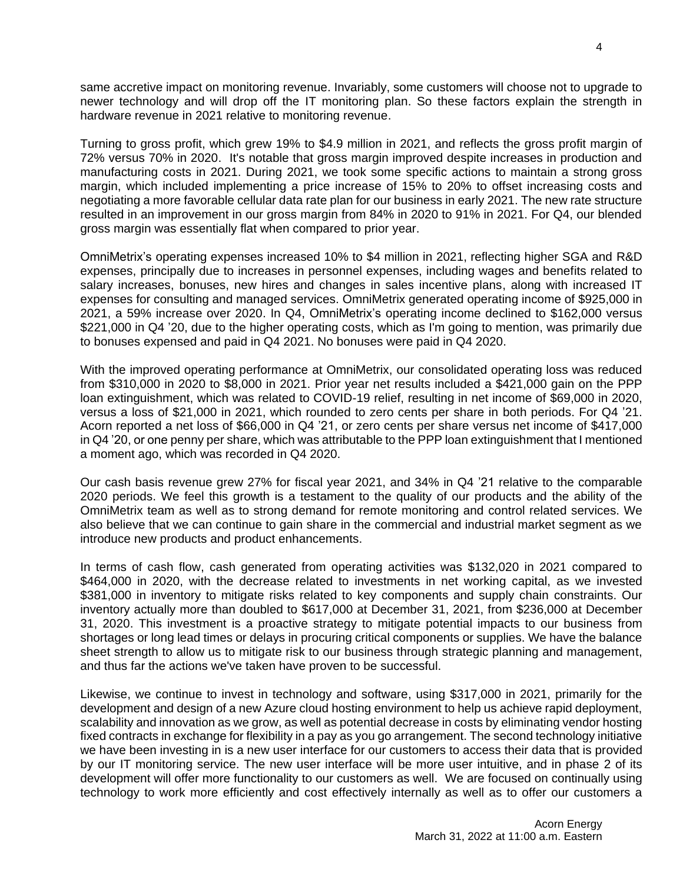same accretive impact on monitoring revenue. Invariably, some customers will choose not to upgrade to newer technology and will drop off the IT monitoring plan. So these factors explain the strength in hardware revenue in 2021 relative to monitoring revenue.

Turning to gross profit, which grew 19% to $4.9 million in 2021, and reflects the gross profit margin of 72% versus 70% in 2020. It's notable that gross margin improved despite increases in production and manufacturing costs in 2021. During 2021, we took some specific actions to maintain a strong gross margin, which included implementing a price increase of 15% to 20% to offset increasing costs and negotiating a more favorable cellular data rate plan for our business in early 2021. The new rate structure resulted in an improvement in our gross margin from 84% in 2020 to 91% in 2021. For Q4, our blended gross margin was essentially flat when compared to prior year.

OmniMetrix's operating expenses increased 10% to $4 million in 2021, reflecting higher SGA and R&D expenses, principally due to increases in personnel expenses, including wages and benefits related to salary increases, bonuses, new hires and changes in sales incentive plans, along with increased IT expenses for consulting and managed services. OmniMetrix generated operating income of $925,000 in 2021, a 59% increase over 2020. In Q4, OmniMetrix's operating income declined to $162,000 versus $221,000 in Q4 '20, due to the higher operating costs, which as I'm going to mention, was primarily due to bonuses expensed and paid in Q4 2021. No bonuses were paid in Q4 2020.

With the improved operating performance at OmniMetrix, our consolidated operating loss was reduced from $310,000 in 2020 to $8,000 in 2021. Prior year net results included a $421,000 gain on the PPP loan extinguishment, which was related to COVID-19 relief, resulting in net income of $69,000 in 2020, versus a loss of $21,000 in 2021, which rounded to zero cents per share in both periods. For Q4 '21. Acorn reported a net loss of $66,000 in Q4 '21, or zero cents per share versus net income of $417,000 in Q4 '20, or one penny per share, which was attributable to the PPP loan extinguishment that I mentioned a moment ago, which was recorded in Q4 2020.

Our cash basis revenue grew 27% for fiscal year 2021, and 34% in Q4 '21 relative to the comparable 2020 periods. We feel this growth is a testament to the quality of our products and the ability of the OmniMetrix team as well as to strong demand for remote monitoring and control related services. We also believe that we can continue to gain share in the commercial and industrial market segment as we introduce new products and product enhancements.

In terms of cash flow, cash generated from operating activities was $132,020 in 2021 compared to $464,000 in 2020, with the decrease related to investments in net working capital, as we invested $381,000 in inventory to mitigate risks related to key components and supply chain constraints. Our inventory actually more than doubled to $617,000 at December 31, 2021, from $236,000 at December 31, 2020. This investment is a proactive strategy to mitigate potential impacts to our business from shortages or long lead times or delays in procuring critical components or supplies. We have the balance sheet strength to allow us to mitigate risk to our business through strategic planning and management, and thus far the actions we've taken have proven to be successful.

Likewise, we continue to invest in technology and software, using $317,000 in 2021, primarily for the development and design of a new Azure cloud hosting environment to help us achieve rapid deployment, scalability and innovation as we grow, as well as potential decrease in costs by eliminating vendor hosting fixed contracts in exchange for flexibility in a pay as you go arrangement. The second technology initiative we have been investing in is a new user interface for our customers to access their data that is provided by our IT monitoring service. The new user interface will be more user intuitive, and in phase 2 of its development will offer more functionality to our customers as well. We are focused on continually using technology to work more efficiently and cost effectively internally as well as to offer our customers a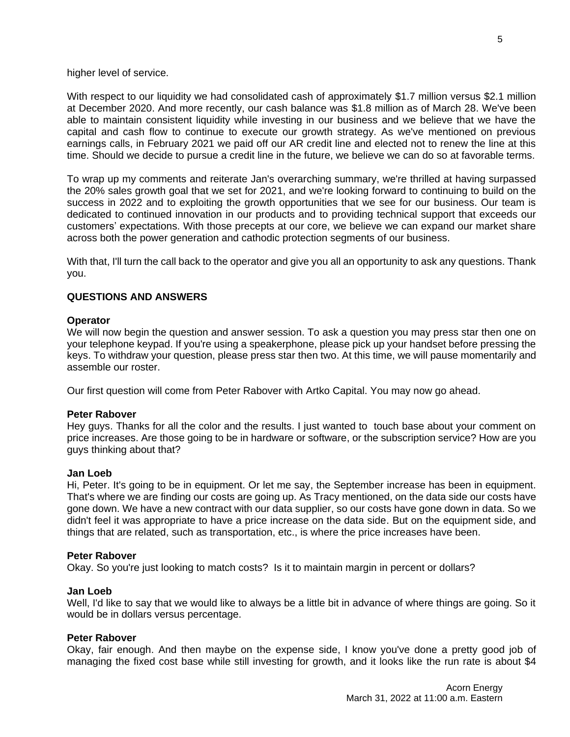higher level of service.

With respect to our liquidity we had consolidated cash of approximately $1.7 million versus $2.1 million at December 2020. And more recently, our cash balance was $1.8 million as of March 28. We've been able to maintain consistent liquidity while investing in our business and we believe that we have the capital and cash flow to continue to execute our growth strategy. As we've mentioned on previous earnings calls, in February 2021 we paid off our AR credit line and elected not to renew the line at this time. Should we decide to pursue a credit line in the future, we believe we can do so at favorable terms.

To wrap up my comments and reiterate Jan's overarching summary, we're thrilled at having surpassed the 20% sales growth goal that we set for 2021, and we're looking forward to continuing to build on the success in 2022 and to exploiting the growth opportunities that we see for our business. Our team is dedicated to continued innovation in our products and to providing technical support that exceeds our customers' expectations. With those precepts at our core, we believe we can expand our market share across both the power generation and cathodic protection segments of our business.

With that, I'll turn the call back to the operator and give you all an opportunity to ask any questions. Thank you.

**QUESTIONS AND ANSWERS**

**Operator**
We will now begin the question and answer session. To ask a question you may press star then one on your telephone keypad. If you're using a speakerphone, please pick up your handset before pressing the keys. To withdraw your question, please press star then two. At this time, we will pause momentarily and assemble our roster.

Our first question will come from Peter Rabover with Artko Capital. You may now go ahead.

**Peter Rabover**
Hey guys. Thanks for all the color and the results. I just wanted to touch base about your comment on price increases. Are those going to be in hardware or software, or the subscription service? How are you guys thinking about that?

**Jan Loeb**
Hi, Peter. It's going to be in equipment. Or let me say, the September increase has been in equipment. That's where we are finding our costs are going up. As Tracy mentioned, on the data side our costs have gone down. We have a new contract with our data supplier, so our costs have gone down in data. So we didn't feel it was appropriate to have a price increase on the data side. But on the equipment side, and things that are related, such as transportation, etc., is where the price increases have been.

**Peter Rabover**
Okay. So you're just looking to match costs? Is it to maintain margin in percent or dollars?

**Jan Loeb**
Well, I'd like to say that we would like to always be a little bit in advance of where things are going. So it would be in dollars versus percentage.

**Peter Rabover**
Okay, fair enough. And then maybe on the expense side, I know you've done a pretty good job of managing the fixed cost base while still investing for growth, and it looks like the run rate is about $4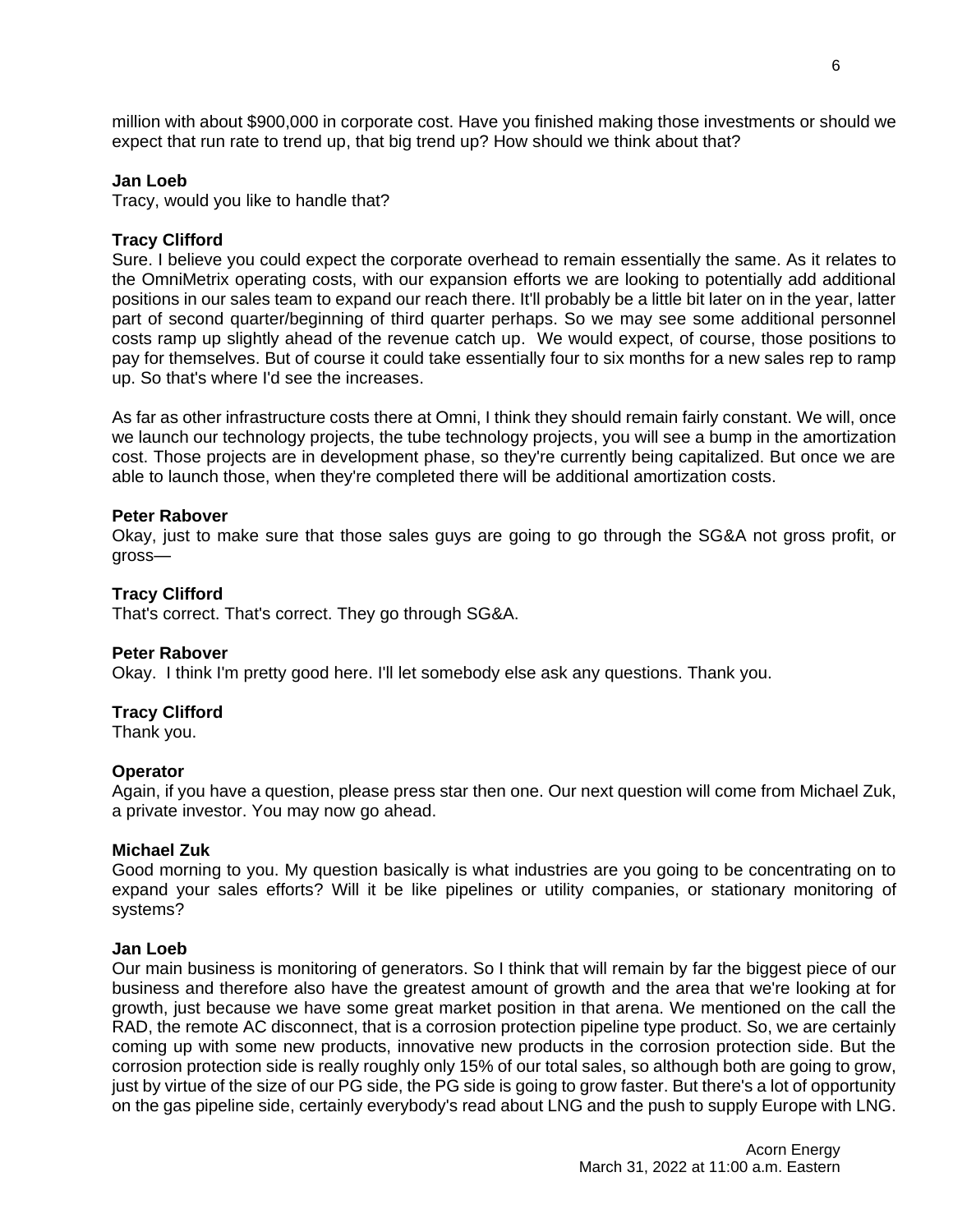million with about $900,000 in corporate cost. Have you finished making those investments or should we expect that run rate to trend up, that big trend up? How should we think about that?

**Jan Loeb**
Tracy, would you like to handle that?

**Tracy Clifford**
Sure. I believe you could expect the corporate overhead to remain essentially the same. As it relates to the OmniMetrix operating costs, with our expansion efforts we are looking to potentially add additional positions in our sales team to expand our reach there. It'll probably be a little bit later on in the year, latter part of second quarter/beginning of third quarter perhaps. So we may see some additional personnel costs ramp up slightly ahead of the revenue catch up. We would expect, of course, those positions to pay for themselves. But of course it could take essentially four to six months for a new sales rep to ramp up. So that's where I'd see the increases.

As far as other infrastructure costs there at Omni, I think they should remain fairly constant. We will, once we launch our technology projects, the tube technology projects, you will see a bump in the amortization cost. Those projects are in development phase, so they're currently being capitalized. But once we are able to launch those, when they're completed there will be additional amortization costs.

**Peter Rabover**
Okay, just to make sure that those sales guys are going to go through the SG&A not gross profit, or gross—

**Tracy Clifford**
That's correct. That's correct. They go through SG&A.

**Peter Rabover**
Okay. I think I'm pretty good here. I'll let somebody else ask any questions. Thank you.

**Tracy Clifford**
Thank you.

**Operator**
Again, if you have a question, please press star then one. Our next question will come from Michael Zuk, a private investor. You may now go ahead.

**Michael Zuk**
Good morning to you. My question basically is what industries are you going to be concentrating on to expand your sales efforts? Will it be like pipelines or utility companies, or stationary monitoring of systems?

**Jan Loeb**
Our main business is monitoring of generators. So I think that will remain by far the biggest piece of our business and therefore also have the greatest amount of growth and the area that we're looking at for growth, just because we have some great market position in that arena. We mentioned on the call the RAD, the remote AC disconnect, that is a corrosion protection pipeline type product. So, we are certainly coming up with some new products, innovative new products in the corrosion protection side. But the corrosion protection side is really roughly only 15% of our total sales, so although both are going to grow, just by virtue of the size of our PG side, the PG side is going to grow faster. But there's a lot of opportunity on the gas pipeline side, certainly everybody's read about LNG and the push to supply Europe with LNG.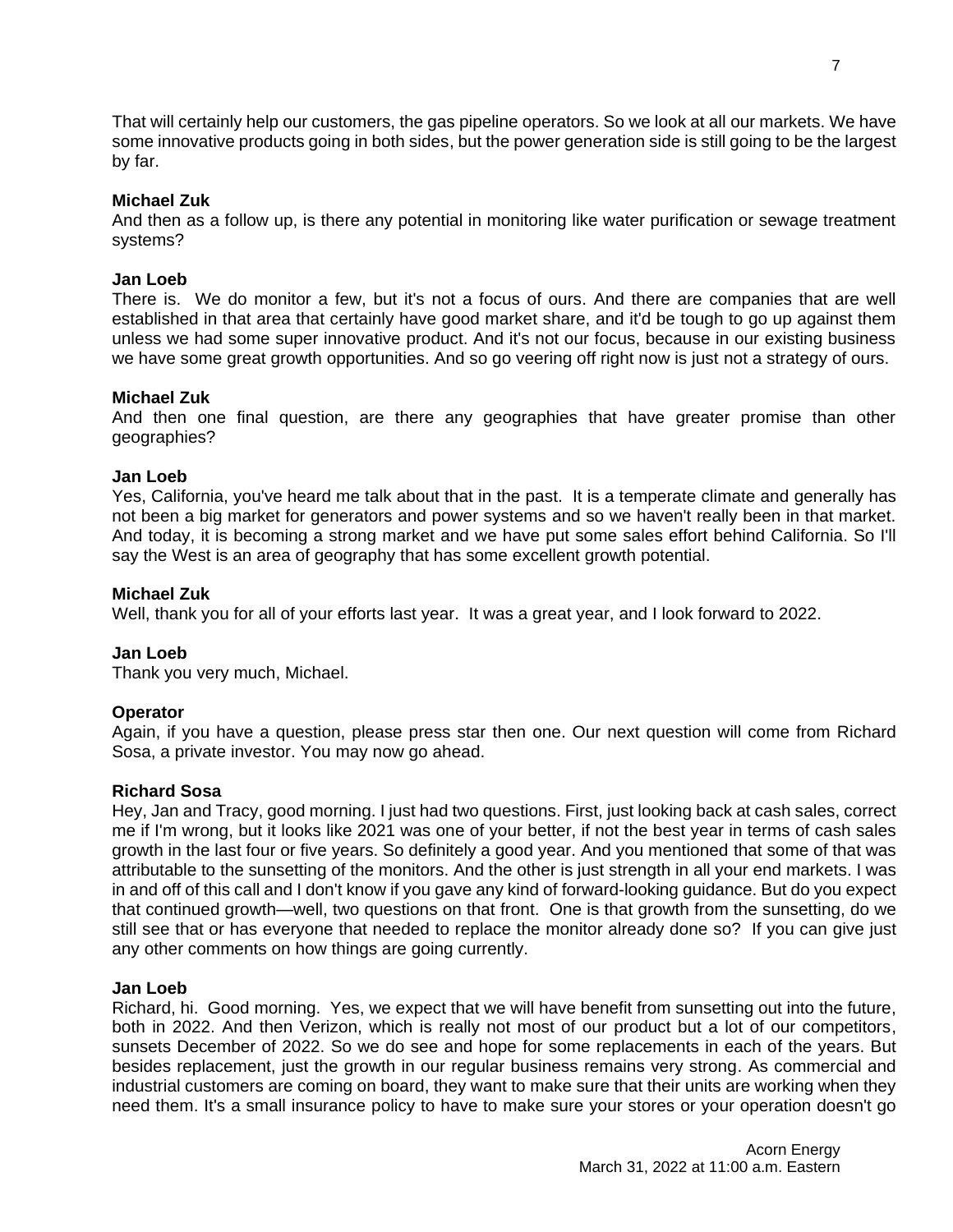That will certainly help our customers, the gas pipeline operators. So we look at all our markets. We have some innovative products going in both sides, but the power generation side is still going to be the largest by far.

**Michael Zuk**
And then as a follow up, is there any potential in monitoring like water purification or sewage treatment systems?

**Jan Loeb**
There is. We do monitor a few, but it's not a focus of ours. And there are companies that are well established in that area that certainly have good market share, and it'd be tough to go up against them unless we had some super innovative product. And it's not our focus, because in our existing business we have some great growth opportunities. And so go veering off right now is just not a strategy of ours.

**Michael Zuk**
And then one final question, are there any geographies that have greater promise than other geographies?

**Jan Loeb**
Yes, California, you've heard me talk about that in the past. It is a temperate climate and generally has not been a big market for generators and power systems and so we haven't really been in that market. And today, it is becoming a strong market and we have put some sales effort behind California. So I'll say the West is an area of geography that has some excellent growth potential.

**Michael Zuk**
Well, thank you for all of your efforts last year. It was a great year, and I look forward to 2022.

**Jan Loeb**
Thank you very much, Michael.

**Operator**
Again, if you have a question, please press star then one. Our next question will come from Richard Sosa, a private investor. You may now go ahead.

**Richard Sosa**
Hey, Jan and Tracy, good morning. I just had two questions. First, just looking back at cash sales, correct me if I'm wrong, but it looks like 2021 was one of your better, if not the best year in terms of cash sales growth in the last four or five years. So definitely a good year. And you mentioned that some of that was attributable to the sunsetting of the monitors. And the other is just strength in all your end markets. I was in and off of this call and I don't know if you gave any kind of forward-looking guidance. But do you expect that continued growth—well, two questions on that front. One is that growth from the sunsetting, do we still see that or has everyone that needed to replace the monitor already done so? If you can give just any other comments on how things are going currently.

**Jan Loeb**
Richard, hi. Good morning. Yes, we expect that we will have benefit from sunsetting out into the future, both in 2022. And then Verizon, which is really not most of our product but a lot of our competitors, sunsets December of 2022. So we do see and hope for some replacements in each of the years. But besides replacement, just the growth in our regular business remains very strong. As commercial and industrial customers are coming on board, they want to make sure that their units are working when they need them. It's a small insurance policy to have to make sure your stores or your operation doesn't go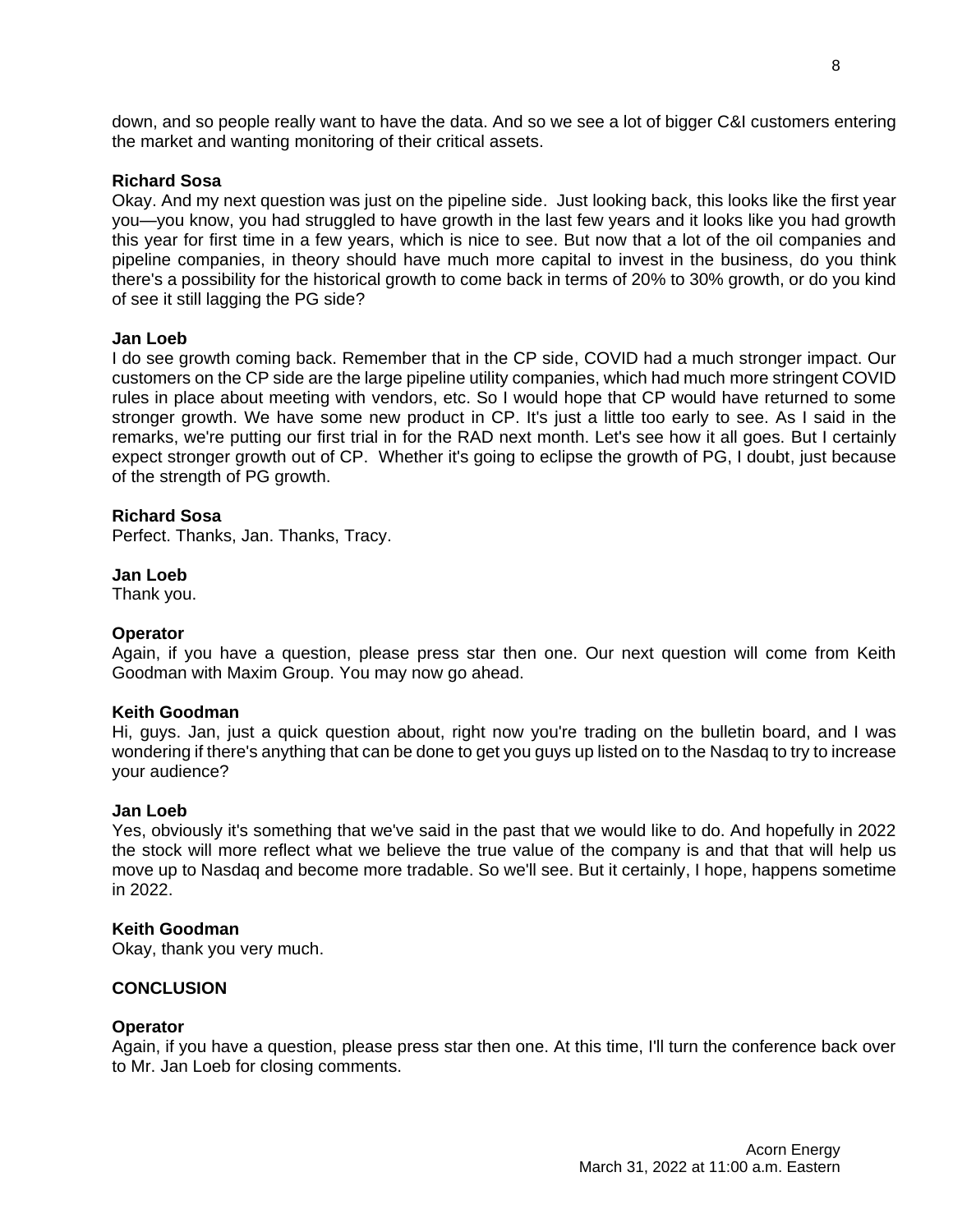down, and so people really want to have the data. And so we see a lot of bigger C&I customers entering the market and wanting monitoring of their critical assets.

**Richard Sosa**
Okay. And my next question was just on the pipeline side. Just looking back, this looks like the first year you—you know, you had struggled to have growth in the last few years and it looks like you had growth this year for first time in a few years, which is nice to see. But now that a lot of the oil companies and pipeline companies, in theory should have much more capital to invest in the business, do you think there's a possibility for the historical growth to come back in terms of 20% to 30% growth, or do you kind of see it still lagging the PG side?

**Jan Loeb**
I do see growth coming back. Remember that in the CP side, COVID had a much stronger impact. Our customers on the CP side are the large pipeline utility companies, which had much more stringent COVID rules in place about meeting with vendors, etc. So I would hope that CP would have returned to some stronger growth. We have some new product in CP. It's just a little too early to see. As I said in the remarks, we're putting our first trial in for the RAD next month. Let's see how it all goes. But I certainly expect stronger growth out of CP. Whether it's going to eclipse the growth of PG, I doubt, just because of the strength of PG growth.

**Richard Sosa**
Perfect. Thanks, Jan. Thanks, Tracy.

**Jan Loeb**
Thank you.

**Operator**
Again, if you have a question, please press star then one. Our next question will come from Keith Goodman with Maxim Group. You may now go ahead.

**Keith Goodman**
Hi, guys. Jan, just a quick question about, right now you're trading on the bulletin board, and I was wondering if there's anything that can be done to get you guys up listed on to the Nasdaq to try to increase your audience?

**Jan Loeb**
Yes, obviously it's something that we've said in the past that we would like to do. And hopefully in 2022 the stock will more reflect what we believe the true value of the company is and that that will help us move up to Nasdaq and become more tradable. So we'll see. But it certainly, I hope, happens sometime in 2022.

**Keith Goodman**
Okay, thank you very much.

## CONCLUSION

**Operator**
Again, if you have a question, please press star then one. At this time, I'll turn the conference back over to Mr. Jan Loeb for closing comments.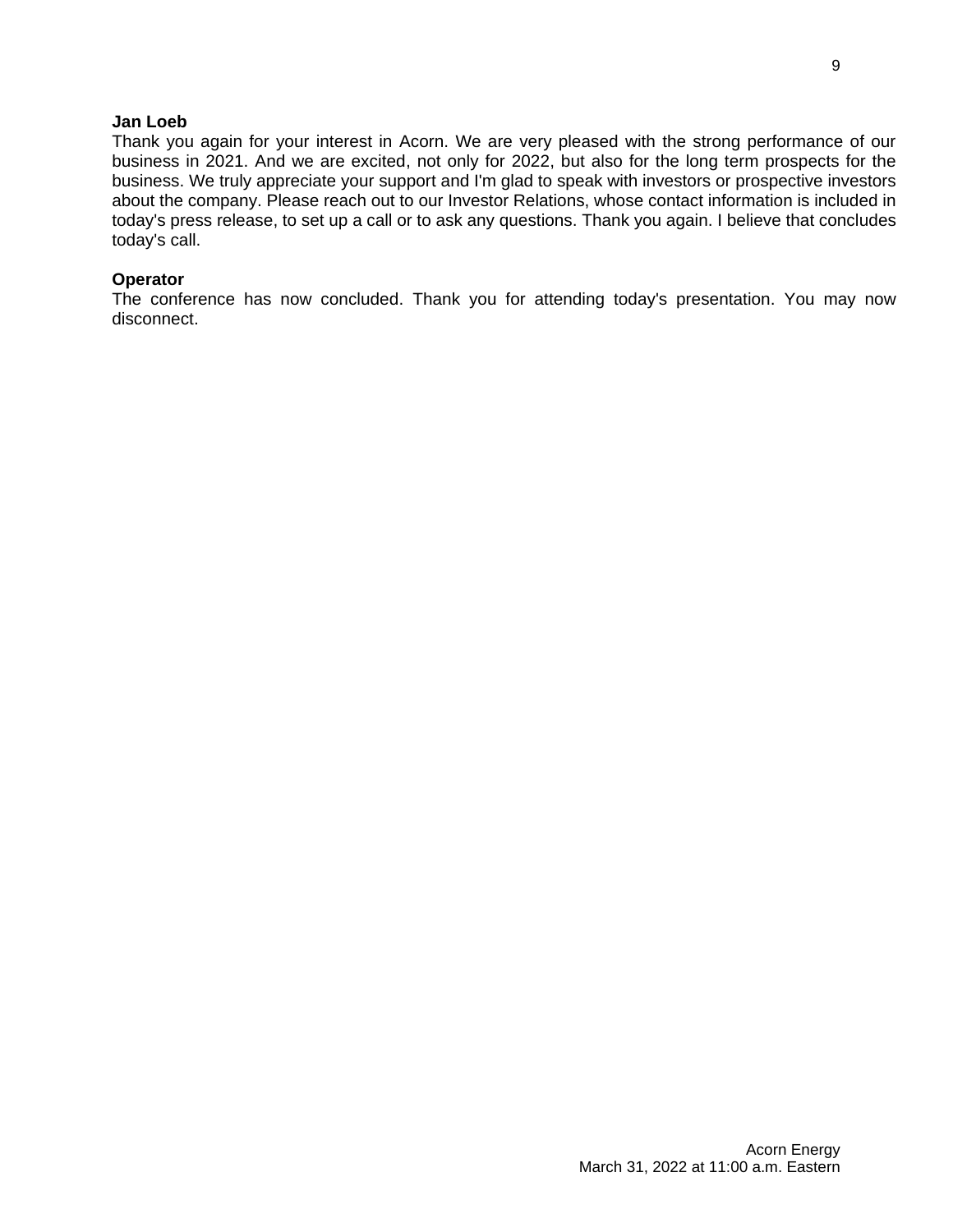**Jan Loeb**
Thank you again for your interest in Acorn. We are very pleased with the strong performance of our business in 2021. And we are excited, not only for 2022, but also for the long term prospects for the business. We truly appreciate your support and I'm glad to speak with investors or prospective investors about the company. Please reach out to our Investor Relations, whose contact information is included in today's press release, to set up a call or to ask any questions. Thank you again. I believe that concludes today's call.

**Operator**
The conference has now concluded. Thank you for attending today's presentation. You may now disconnect.